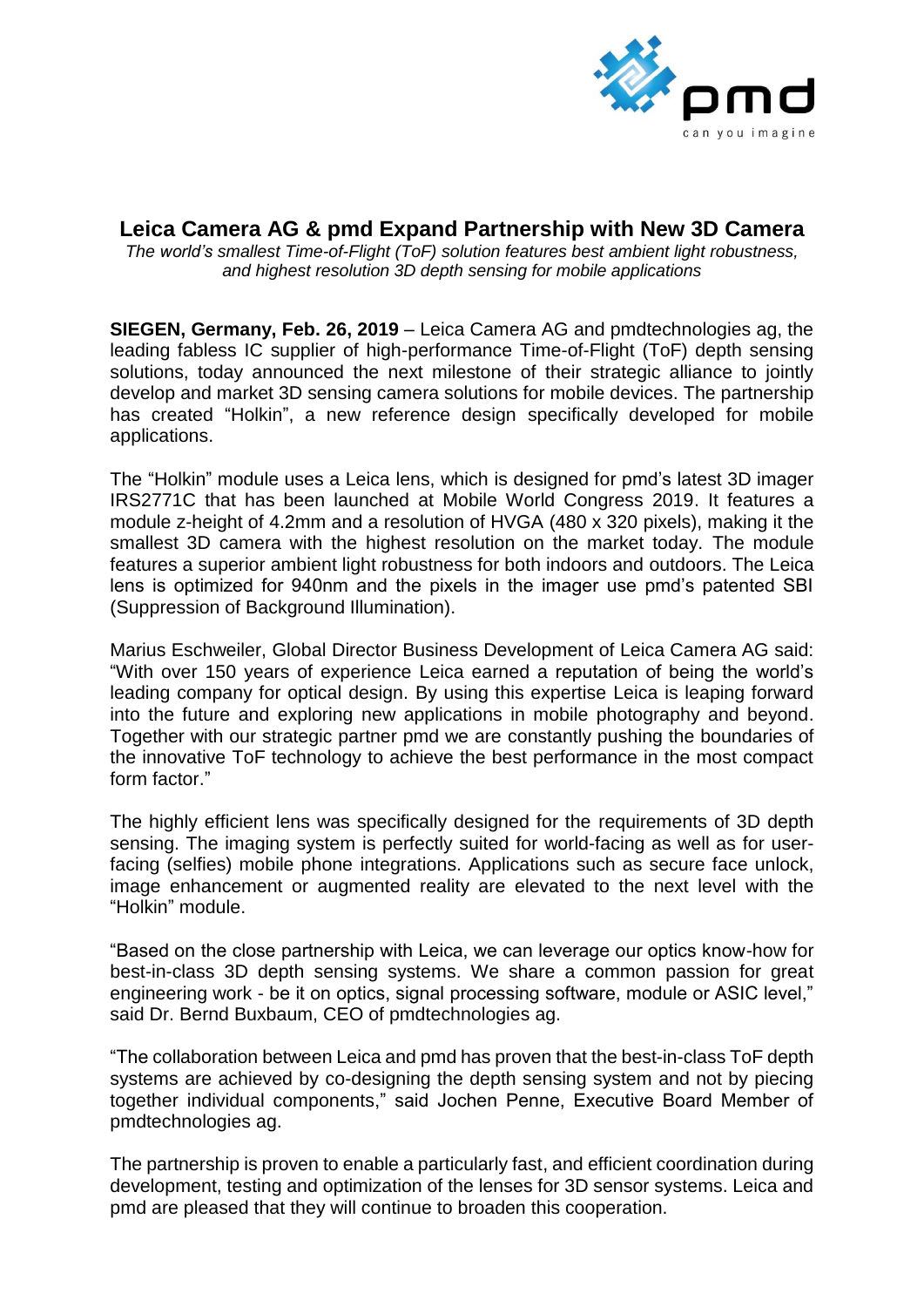# Leica Camera AG & pmd Expand Partnership with New 3D Camera

*The world's smallest Time-of-Flight (ToF) solution features best ambient light robustness, and highest resolution 3D depth sensing for mobile applications*

**SIEGEN, Germany, Feb. 26, 2019** – Leica Camera AG and pmdtechnologies ag, the leading fabless IC supplier of high-performance Time-of-Flight (ToF) depth sensing solutions, today announced the next milestone of their strategic alliance to jointly develop and market 3D sensing camera solutions for mobile devices. The partnership has created "Holkin", a new reference design specifically developed for mobile applications.

The "Holkin" module uses a Leica lens, which is designed for pmd's latest 3D imager IRS2771C that has been launched at Mobile World Congress 2019. It features a module z-height of 4.2mm and a resolution of HVGA (480 x 320 pixels), making it the smallest 3D camera with the highest resolution on the market today. The module features a superior ambient light robustness for both indoors and outdoors. The Leica lens is optimized for 940nm and the pixels in the imager use pmd's patented SBI (Suppression of Background Illumination).

Marius Eschweiler, Global Director Business Development of Leica Camera AG said: "With over 150 years of experience Leica earned a reputation of being the world's leading company for optical design. By using this expertise Leica is leaping forward into the future and exploring new applications in mobile photography and beyond. Together with our strategic partner pmd we are constantly pushing the boundaries of the innovative ToF technology to achieve the best performance in the most compact form factor."

The highly efficient lens was specifically designed for the requirements of 3D depth sensing. The imaging system is perfectly suited for world-facing as well as for user-facing (selfies) mobile phone integrations. Applications such as secure face unlock, image enhancement or augmented reality are elevated to the next level with the "Holkin" module.

"Based on the close partnership with Leica, we can leverage our optics know-how for best-in-class 3D depth sensing systems. We share a common passion for great engineering work - be it on optics, signal processing software, module or ASIC level," said Dr. Bernd Buxbaum, CEO of pmdtechnologies ag.

"The collaboration between Leica and pmd has proven that the best-in-class ToF depth systems are achieved by co-designing the depth sensing system and not by piecing together individual components," said Jochen Penne, Executive Board Member of pmdtechnologies ag.

The partnership is proven to enable a particularly fast, and efficient coordination during development, testing and optimization of the lenses for 3D sensor systems. Leica and pmd are pleased that they will continue to broaden this cooperation.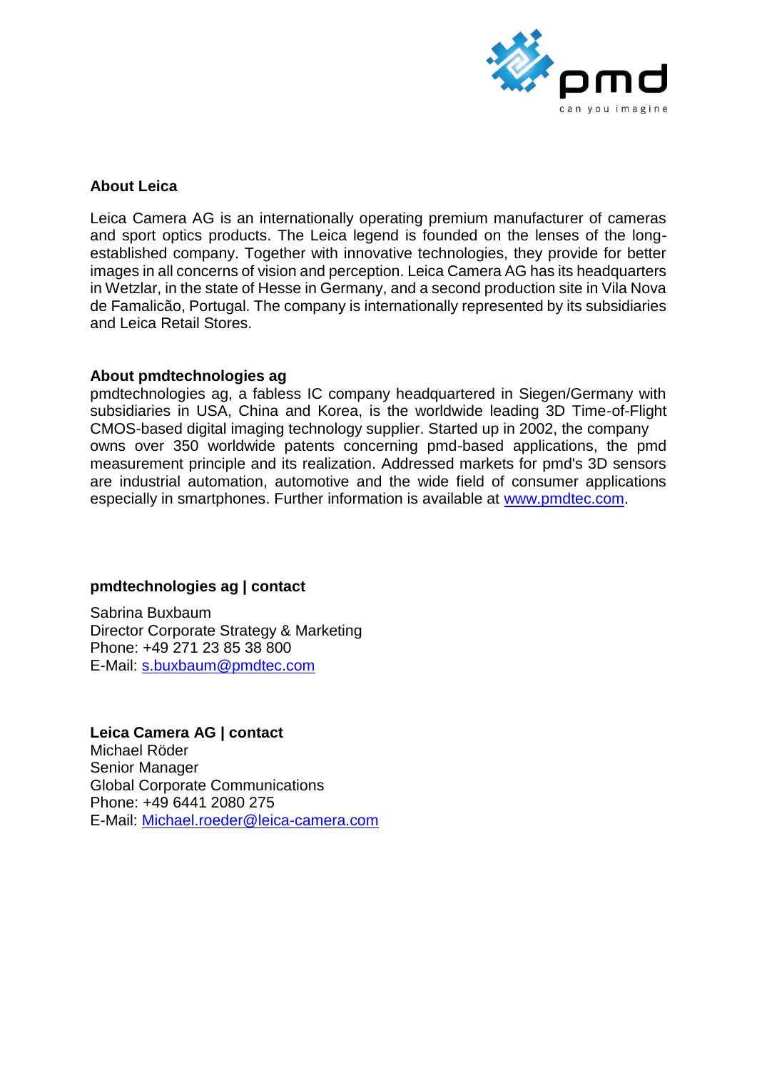**About Leica**

Leica Camera AG is an internationally operating premium manufacturer of cameras and sport optics products. The Leica legend is founded on the lenses of the long-established company. Together with innovative technologies, they provide for better images in all concerns of vision and perception. Leica Camera AG has its headquarters in Wetzlar, in the state of Hesse in Germany, and a second production site in Vila Nova de Famalicão, Portugal. The company is internationally represented by its subsidiaries and Leica Retail Stores.

**About pmdtechnologies ag**

pmdtechnologies ag, a fabless IC company headquartered in Siegen/Germany with subsidiaries in USA, China and Korea, is the worldwide leading 3D Time-of-Flight CMOS-based digital imaging technology supplier. Started up in 2002, the company owns over 350 worldwide patents concerning pmd-based applications, the pmd measurement principle and its realization. Addressed markets for pmd's 3D sensors are industrial automation, automotive and the wide field of consumer applications especially in smartphones. Further information is available at www.pmdtec.com.

**pmdtechnologies ag | contact**

Sabrina Buxbaum
Director Corporate Strategy & Marketing
Phone: +49 271 23 85 38 800
E-Mail: s.buxbaum@pmdtec.com

**Leica Camera AG | contact**

Michael Röder
Senior Manager
Global Corporate Communications
Phone: +49 6441 2080 275
E-Mail: Michael.roeder@leica-camera.com